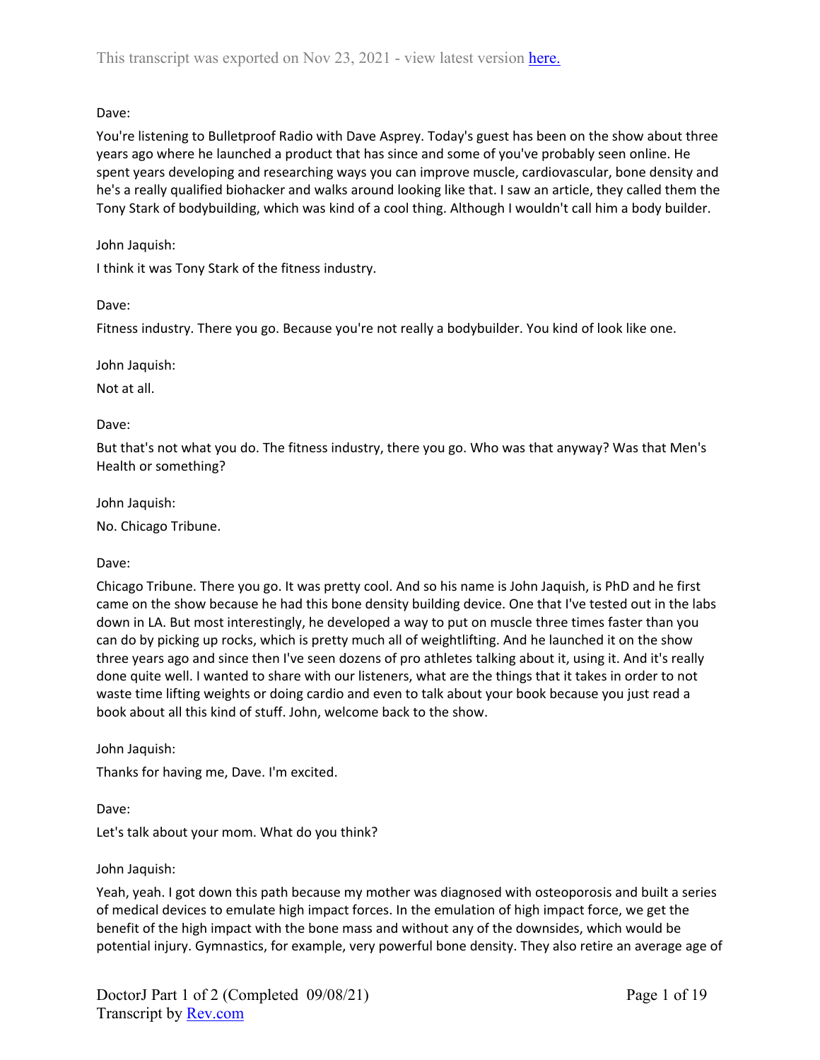Dave:

You're listening to Bulletproof Radio with Dave Asprey. Today's guest has been on the show about three years ago where he launched a product that has since and some of you've probably seen online. He spent years developing and researching ways you can improve muscle, cardiovascular, bone density and he's a really qualified biohacker and walks around looking like that. I saw an article, they called them the Tony Stark of bodybuilding, which was kind of a cool thing. Although I wouldn't call him a body builder.

John Jaquish:

I think it was Tony Stark of the fitness industry.

Dave:

Fitness industry. There you go. Because you're not really a bodybuilder. You kind of look like one.

John Jaquish:

Not at all.

Dave:

But that's not what you do. The fitness industry, there you go. Who was that anyway? Was that Men's Health or something?

John Jaquish:

No. Chicago Tribune.

Dave:

Chicago Tribune. There you go. It was pretty cool. And so his name is John Jaquish, is PhD and he first came on the show because he had this bone density building device. One that I've tested out in the labs down in LA. But most interestingly, he developed a way to put on muscle three times faster than you can do by picking up rocks, which is pretty much all of weightlifting. And he launched it on the show three years ago and since then I've seen dozens of pro athletes talking about it, using it. And it's really done quite well. I wanted to share with our listeners, what are the things that it takes in order to not waste time lifting weights or doing cardio and even to talk about your book because you just read a book about all this kind of stuff. John, welcome back to the show.

John Jaquish:

Thanks for having me, Dave. I'm excited.

Dave:

Let's talk about your mom. What do you think?

John Jaquish:

Yeah, yeah. I got down this path because my mother was diagnosed with osteoporosis and built a series of medical devices to emulate high impact forces. In the emulation of high impact force, we get the benefit of the high impact with the bone mass and without any of the downsides, which would be potential injury. Gymnastics, for example, very powerful bone density. They also retire an average age of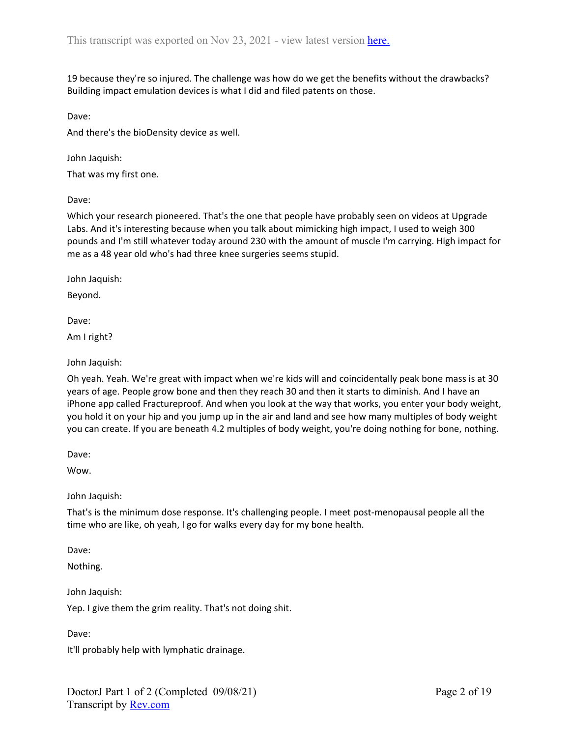19 because they're so injured. The challenge was how do we get the benefits without the drawbacks? Building impact emulation devices is what I did and filed patents on those.

Dave:

And there's the bioDensity device as well.

John Jaquish:

That was my first one.

Dave:

Which your research pioneered. That's the one that people have probably seen on videos at Upgrade Labs. And it's interesting because when you talk about mimicking high impact, I used to weigh 300 pounds and I'm still whatever today around 230 with the amount of muscle I'm carrying. High impact for me as a 48 year old who's had three knee surgeries seems stupid.

John Jaquish:

Beyond.

Dave:

Am I right?

John Jaquish:

Oh yeah. Yeah. We're great with impact when we're kids will and coincidentally peak bone mass is at 30 years of age. People grow bone and then they reach 30 and then it starts to diminish. And I have an iPhone app called Fractureproof. And when you look at the way that works, you enter your body weight, you hold it on your hip and you jump up in the air and land and see how many multiples of body weight you can create. If you are beneath 4.2 multiples of body weight, you're doing nothing for bone, nothing.

Dave:

Wow.

John Jaquish:

That's is the minimum dose response. It's challenging people. I meet post-menopausal people all the time who are like, oh yeah, I go for walks every day for my bone health.

Dave:

Nothing.

John Jaquish:

Yep. I give them the grim reality. That's not doing shit.

Dave:

It'll probably help with lymphatic drainage.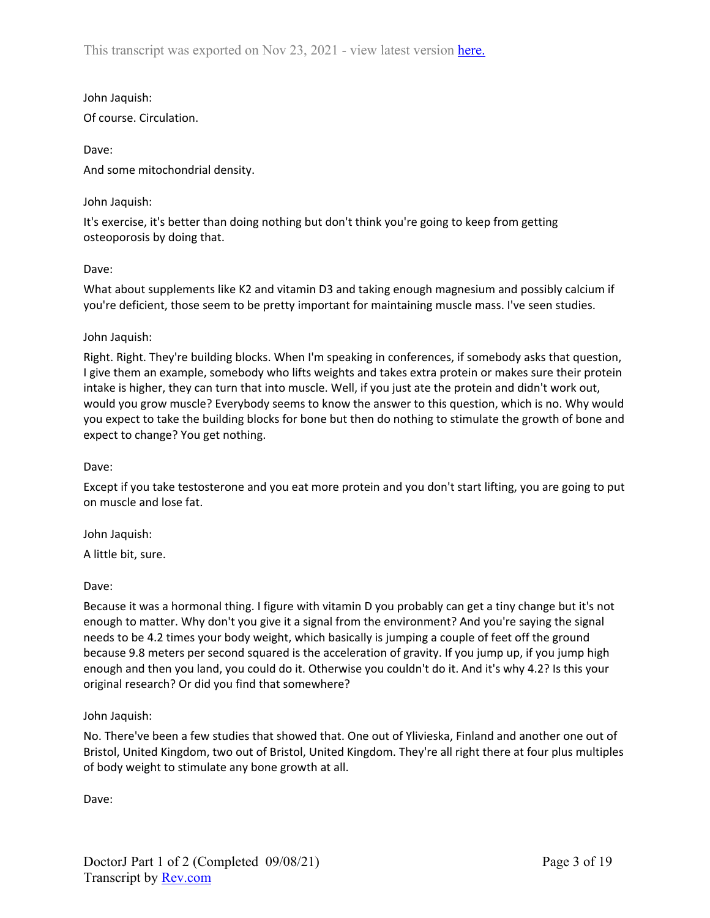John Jaquish:

Of course. Circulation.

Dave:

And some mitochondrial density.

John Jaquish:

It's exercise, it's better than doing nothing but don't think you're going to keep from getting osteoporosis by doing that.

Dave:

What about supplements like K2 and vitamin D3 and taking enough magnesium and possibly calcium if you're deficient, those seem to be pretty important for maintaining muscle mass. I've seen studies.

John Jaquish:

Right. Right. They're building blocks. When I'm speaking in conferences, if somebody asks that question, I give them an example, somebody who lifts weights and takes extra protein or makes sure their protein intake is higher, they can turn that into muscle. Well, if you just ate the protein and didn't work out, would you grow muscle? Everybody seems to know the answer to this question, which is no. Why would you expect to take the building blocks for bone but then do nothing to stimulate the growth of bone and expect to change? You get nothing.

Dave:

Except if you take testosterone and you eat more protein and you don't start lifting, you are going to put on muscle and lose fat.

John Jaquish:

A little bit, sure.

Dave:

Because it was a hormonal thing. I figure with vitamin D you probably can get a tiny change but it's not enough to matter. Why don't you give it a signal from the environment? And you're saying the signal needs to be 4.2 times your body weight, which basically is jumping a couple of feet off the ground because 9.8 meters per second squared is the acceleration of gravity. If you jump up, if you jump high enough and then you land, you could do it. Otherwise you couldn't do it. And it's why 4.2? Is this your original research? Or did you find that somewhere?

John Jaquish:

No. There've been a few studies that showed that. One out of Ylivieska, Finland and another one out of Bristol, United Kingdom, two out of Bristol, United Kingdom. They're all right there at four plus multiples of body weight to stimulate any bone growth at all.

Dave: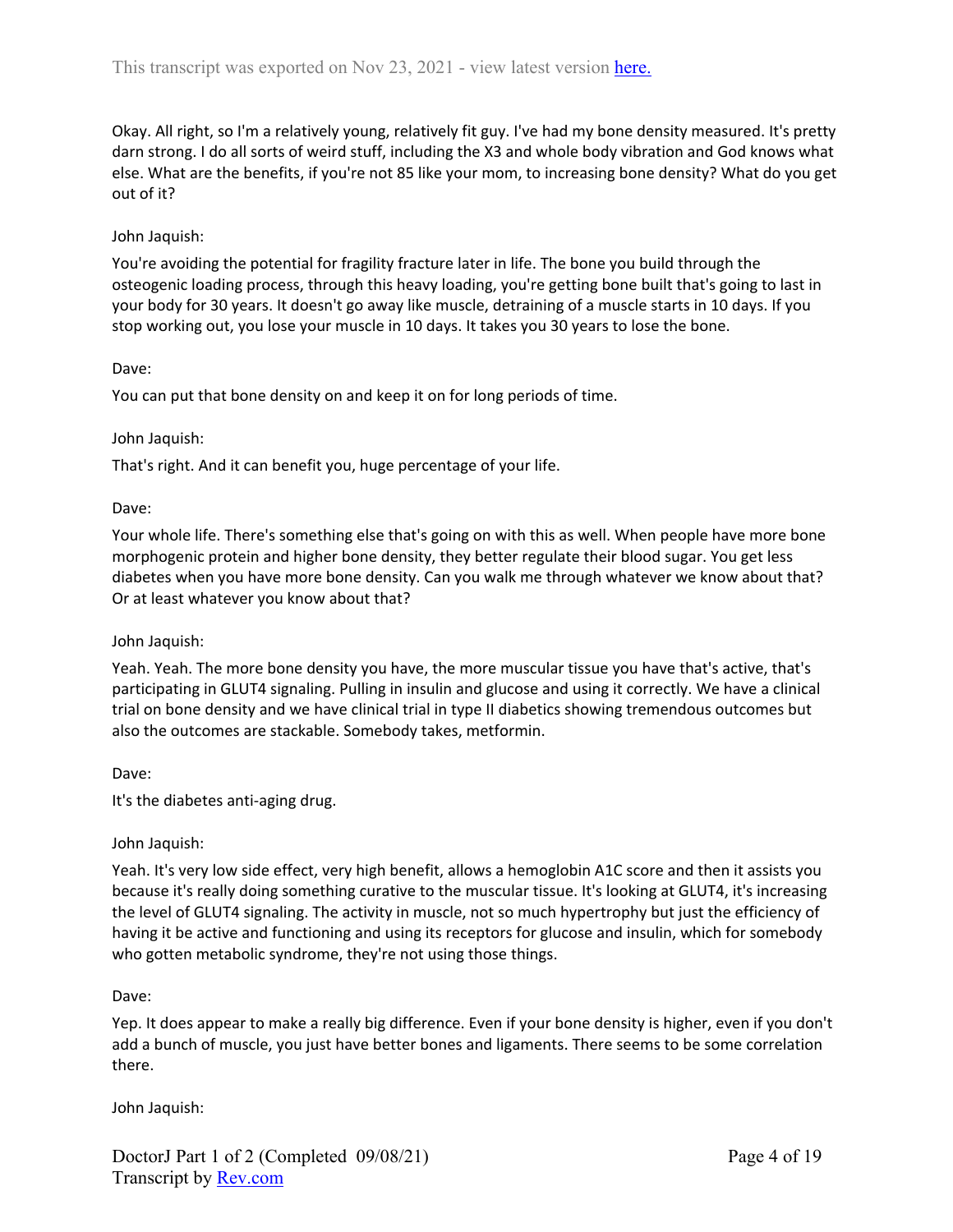Okay. All right, so I'm a relatively young, relatively fit guy. I've had my bone density measured. It's pretty darn strong. I do all sorts of weird stuff, including the X3 and whole body vibration and God knows what else. What are the benefits, if you're not 85 like your mom, to increasing bone density? What do you get out of it?

John Jaquish:

You're avoiding the potential for fragility fracture later in life. The bone you build through the osteogenic loading process, through this heavy loading, you're getting bone built that's going to last in your body for 30 years. It doesn't go away like muscle, detraining of a muscle starts in 10 days. If you stop working out, you lose your muscle in 10 days. It takes you 30 years to lose the bone.

Dave:

You can put that bone density on and keep it on for long periods of time.

John Jaquish:

That's right. And it can benefit you, huge percentage of your life.

Dave:

Your whole life. There's something else that's going on with this as well. When people have more bone morphogenic protein and higher bone density, they better regulate their blood sugar. You get less diabetes when you have more bone density. Can you walk me through whatever we know about that? Or at least whatever you know about that?

John Jaquish:

Yeah. Yeah. The more bone density you have, the more muscular tissue you have that's active, that's participating in GLUT4 signaling. Pulling in insulin and glucose and using it correctly. We have a clinical trial on bone density and we have clinical trial in type II diabetics showing tremendous outcomes but also the outcomes are stackable. Somebody takes, metformin.

Dave:

It's the diabetes anti-aging drug.

John Jaquish:

Yeah. It's very low side effect, very high benefit, allows a hemoglobin A1C score and then it assists you because it's really doing something curative to the muscular tissue. It's looking at GLUT4, it's increasing the level of GLUT4 signaling. The activity in muscle, not so much hypertrophy but just the efficiency of having it be active and functioning and using its receptors for glucose and insulin, which for somebody who gotten metabolic syndrome, they're not using those things.

Dave:

Yep. It does appear to make a really big difference. Even if your bone density is higher, even if you don't add a bunch of muscle, you just have better bones and ligaments. There seems to be some correlation there.

John Jaquish: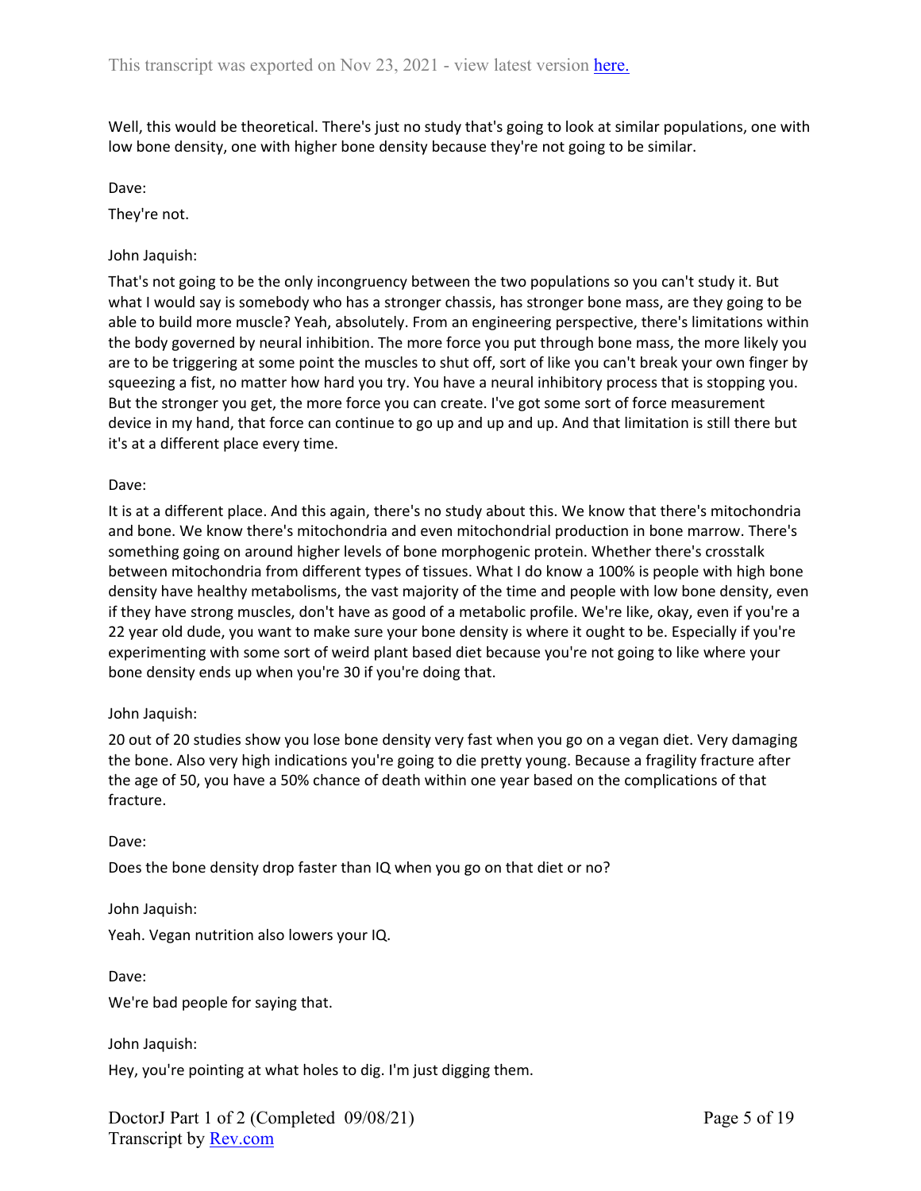Well, this would be theoretical. There's just no study that's going to look at similar populations, one with low bone density, one with higher bone density because they're not going to be similar.

Dave:

They're not.

John Jaquish:

That's not going to be the only incongruency between the two populations so you can't study it. But what I would say is somebody who has a stronger chassis, has stronger bone mass, are they going to be able to build more muscle? Yeah, absolutely. From an engineering perspective, there's limitations within the body governed by neural inhibition. The more force you put through bone mass, the more likely you are to be triggering at some point the muscles to shut off, sort of like you can't break your own finger by squeezing a fist, no matter how hard you try. You have a neural inhibitory process that is stopping you. But the stronger you get, the more force you can create. I've got some sort of force measurement device in my hand, that force can continue to go up and up and up. And that limitation is still there but it's at a different place every time.

Dave:

It is at a different place. And this again, there's no study about this. We know that there's mitochondria and bone. We know there's mitochondria and even mitochondrial production in bone marrow. There's something going on around higher levels of bone morphogenic protein. Whether there's crosstalk between mitochondria from different types of tissues. What I do know a 100% is people with high bone density have healthy metabolisms, the vast majority of the time and people with low bone density, even if they have strong muscles, don't have as good of a metabolic profile. We're like, okay, even if you're a 22 year old dude, you want to make sure your bone density is where it ought to be. Especially if you're experimenting with some sort of weird plant based diet because you're not going to like where your bone density ends up when you're 30 if you're doing that.

John Jaquish:

20 out of 20 studies show you lose bone density very fast when you go on a vegan diet. Very damaging the bone. Also very high indications you're going to die pretty young. Because a fragility fracture after the age of 50, you have a 50% chance of death within one year based on the complications of that fracture.

Dave:

Does the bone density drop faster than IQ when you go on that diet or no?

John Jaquish:

Yeah. Vegan nutrition also lowers your IQ.

Dave:

We're bad people for saying that.

John Jaquish:

Hey, you're pointing at what holes to dig. I'm just digging them.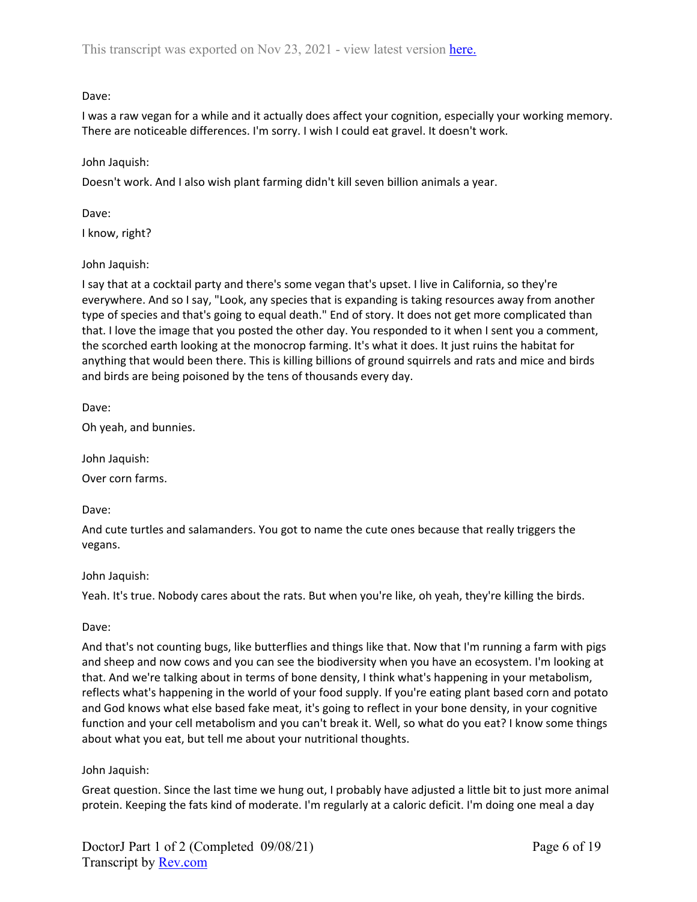Dave:

I was a raw vegan for a while and it actually does affect your cognition, especially your working memory. There are noticeable differences. I'm sorry. I wish I could eat gravel. It doesn't work.

John Jaquish:

Doesn't work. And I also wish plant farming didn't kill seven billion animals a year.

Dave:

I know, right?

John Jaquish:

I say that at a cocktail party and there's some vegan that's upset. I live in California, so they're everywhere. And so I say, "Look, any species that is expanding is taking resources away from another type of species and that's going to equal death." End of story. It does not get more complicated than that. I love the image that you posted the other day. You responded to it when I sent you a comment, the scorched earth looking at the monocrop farming. It's what it does. It just ruins the habitat for anything that would been there. This is killing billions of ground squirrels and rats and mice and birds and birds are being poisoned by the tens of thousands every day.

Dave:

Oh yeah, and bunnies.

John Jaquish:

Over corn farms.

Dave:

And cute turtles and salamanders. You got to name the cute ones because that really triggers the vegans.

John Jaquish:

Yeah. It's true. Nobody cares about the rats. But when you're like, oh yeah, they're killing the birds.

Dave:

And that's not counting bugs, like butterflies and things like that. Now that I'm running a farm with pigs and sheep and now cows and you can see the biodiversity when you have an ecosystem. I'm looking at that. And we're talking about in terms of bone density, I think what's happening in your metabolism, reflects what's happening in the world of your food supply. If you're eating plant based corn and potato and God knows what else based fake meat, it's going to reflect in your bone density, in your cognitive function and your cell metabolism and you can't break it. Well, so what do you eat? I know some things about what you eat, but tell me about your nutritional thoughts.

John Jaquish:

Great question. Since the last time we hung out, I probably have adjusted a little bit to just more animal protein. Keeping the fats kind of moderate. I'm regularly at a caloric deficit. I'm doing one meal a day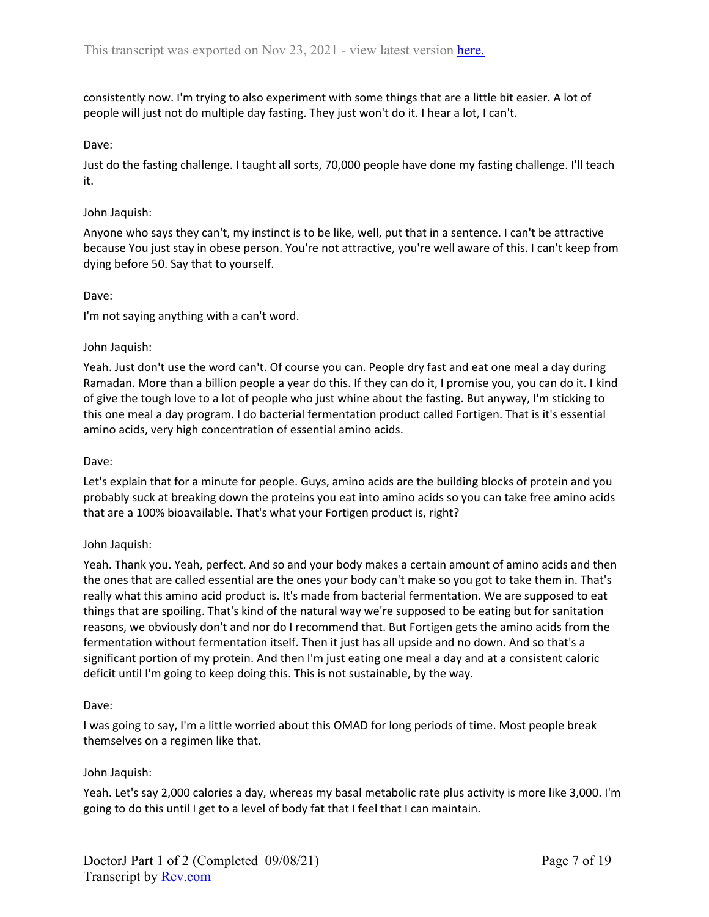consistently now. I'm trying to also experiment with some things that are a little bit easier. A lot of people will just not do multiple day fasting. They just won't do it. I hear a lot, I can't.

Dave:

Just do the fasting challenge. I taught all sorts, 70,000 people have done my fasting challenge. I'll teach it.

John Jaquish:

Anyone who says they can't, my instinct is to be like, well, put that in a sentence. I can't be attractive because You just stay in obese person. You're not attractive, you're well aware of this. I can't keep from dying before 50. Say that to yourself.

Dave:

I'm not saying anything with a can't word.

John Jaquish:

Yeah. Just don't use the word can't. Of course you can. People dry fast and eat one meal a day during Ramadan. More than a billion people a year do this. If they can do it, I promise you, you can do it. I kind of give the tough love to a lot of people who just whine about the fasting. But anyway, I'm sticking to this one meal a day program. I do bacterial fermentation product called Fortigen. That is it's essential amino acids, very high concentration of essential amino acids.

Dave:

Let's explain that for a minute for people. Guys, amino acids are the building blocks of protein and you probably suck at breaking down the proteins you eat into amino acids so you can take free amino acids that are a 100% bioavailable. That's what your Fortigen product is, right?

John Jaquish:

Yeah. Thank you. Yeah, perfect. And so and your body makes a certain amount of amino acids and then the ones that are called essential are the ones your body can't make so you got to take them in. That's really what this amino acid product is. It's made from bacterial fermentation. We are supposed to eat things that are spoiling. That's kind of the natural way we're supposed to be eating but for sanitation reasons, we obviously don't and nor do I recommend that. But Fortigen gets the amino acids from the fermentation without fermentation itself. Then it just has all upside and no down. And so that's a significant portion of my protein. And then I'm just eating one meal a day and at a consistent caloric deficit until I'm going to keep doing this. This is not sustainable, by the way.

Dave:

I was going to say, I'm a little worried about this OMAD for long periods of time. Most people break themselves on a regimen like that.

John Jaquish:

Yeah. Let's say 2,000 calories a day, whereas my basal metabolic rate plus activity is more like 3,000. I'm going to do this until I get to a level of body fat that I feel that I can maintain.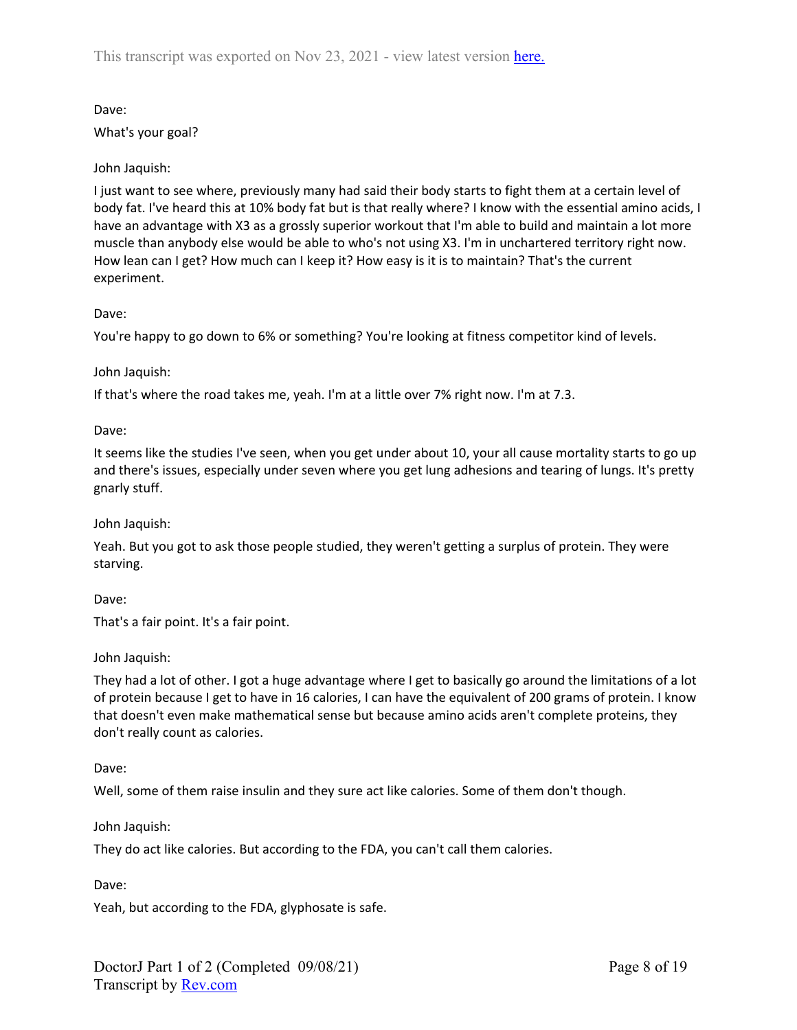Dave:

What's your goal?

John Jaquish:

I just want to see where, previously many had said their body starts to fight them at a certain level of body fat. I've heard this at 10% body fat but is that really where? I know with the essential amino acids, I have an advantage with X3 as a grossly superior workout that I'm able to build and maintain a lot more muscle than anybody else would be able to who's not using X3. I'm in unchartered territory right now. How lean can I get? How much can I keep it? How easy is it is to maintain? That's the current experiment.

Dave:

You're happy to go down to 6% or something? You're looking at fitness competitor kind of levels.

John Jaquish:

If that's where the road takes me, yeah. I'm at a little over 7% right now. I'm at 7.3.

Dave:

It seems like the studies I've seen, when you get under about 10, your all cause mortality starts to go up and there's issues, especially under seven where you get lung adhesions and tearing of lungs. It's pretty gnarly stuff.

John Jaquish:

Yeah. But you got to ask those people studied, they weren't getting a surplus of protein. They were starving.

Dave:

That's a fair point. It's a fair point.

John Jaquish:

They had a lot of other. I got a huge advantage where I get to basically go around the limitations of a lot of protein because I get to have in 16 calories, I can have the equivalent of 200 grams of protein. I know that doesn't even make mathematical sense but because amino acids aren't complete proteins, they don't really count as calories.

Dave:

Well, some of them raise insulin and they sure act like calories. Some of them don't though.

John Jaquish:

They do act like calories. But according to the FDA, you can't call them calories.

Dave:

Yeah, but according to the FDA, glyphosate is safe.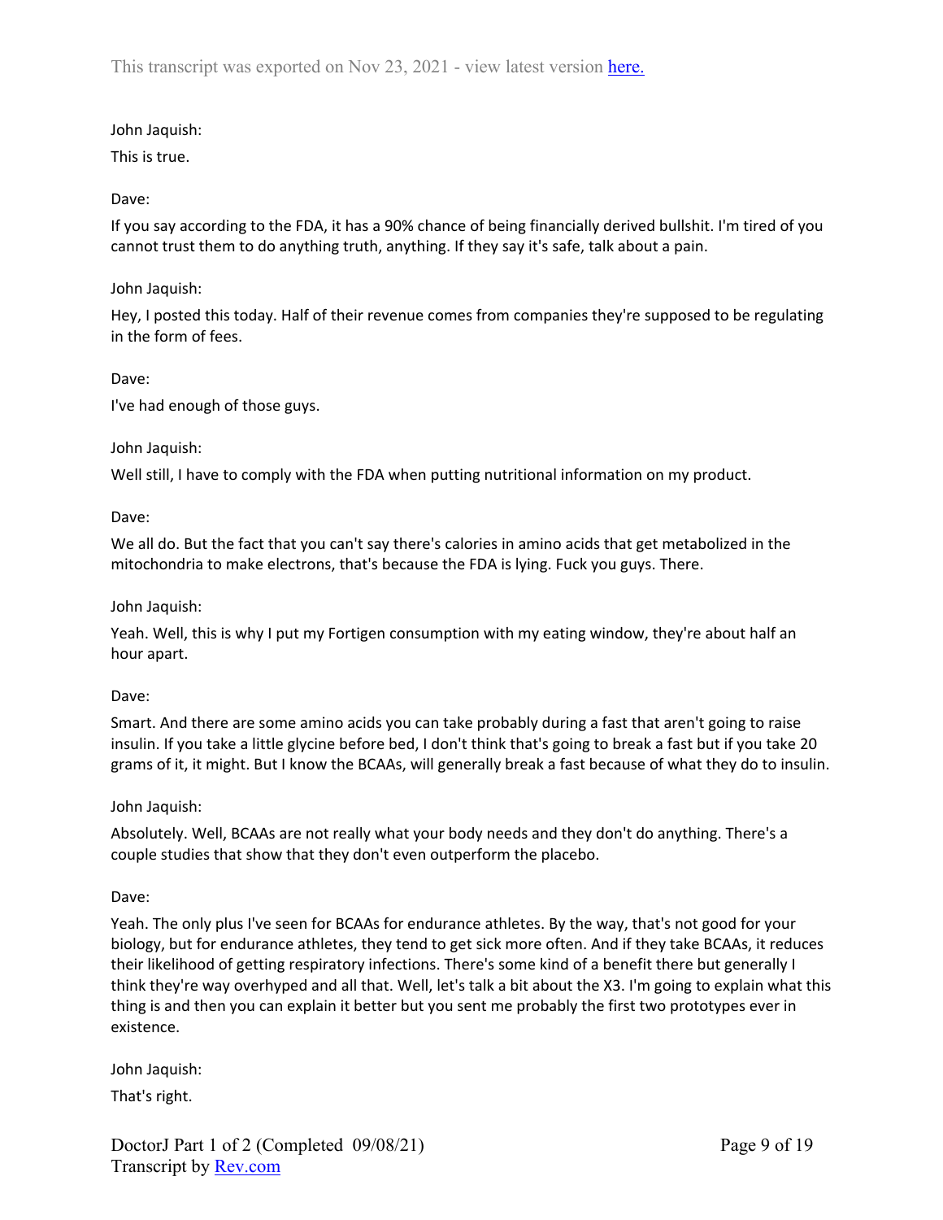John Jaquish:

This is true.

Dave:

If you say according to the FDA, it has a 90% chance of being financially derived bullshit. I'm tired of you cannot trust them to do anything truth, anything. If they say it's safe, talk about a pain.

John Jaquish:

Hey, I posted this today. Half of their revenue comes from companies they're supposed to be regulating in the form of fees.

Dave:

I've had enough of those guys.

John Jaquish:

Well still, I have to comply with the FDA when putting nutritional information on my product.

Dave:

We all do. But the fact that you can't say there's calories in amino acids that get metabolized in the mitochondria to make electrons, that's because the FDA is lying. Fuck you guys. There.

John Jaquish:

Yeah. Well, this is why I put my Fortigen consumption with my eating window, they're about half an hour apart.

Dave:

Smart. And there are some amino acids you can take probably during a fast that aren't going to raise insulin. If you take a little glycine before bed, I don't think that's going to break a fast but if you take 20 grams of it, it might. But I know the BCAAs, will generally break a fast because of what they do to insulin.

John Jaquish:

Absolutely. Well, BCAAs are not really what your body needs and they don't do anything. There's a couple studies that show that they don't even outperform the placebo.

Dave:

Yeah. The only plus I've seen for BCAAs for endurance athletes. By the way, that's not good for your biology, but for endurance athletes, they tend to get sick more often. And if they take BCAAs, it reduces their likelihood of getting respiratory infections. There's some kind of a benefit there but generally I think they're way overhyped and all that. Well, let's talk a bit about the X3. I'm going to explain what this thing is and then you can explain it better but you sent me probably the first two prototypes ever in existence.

John Jaquish:

That's right.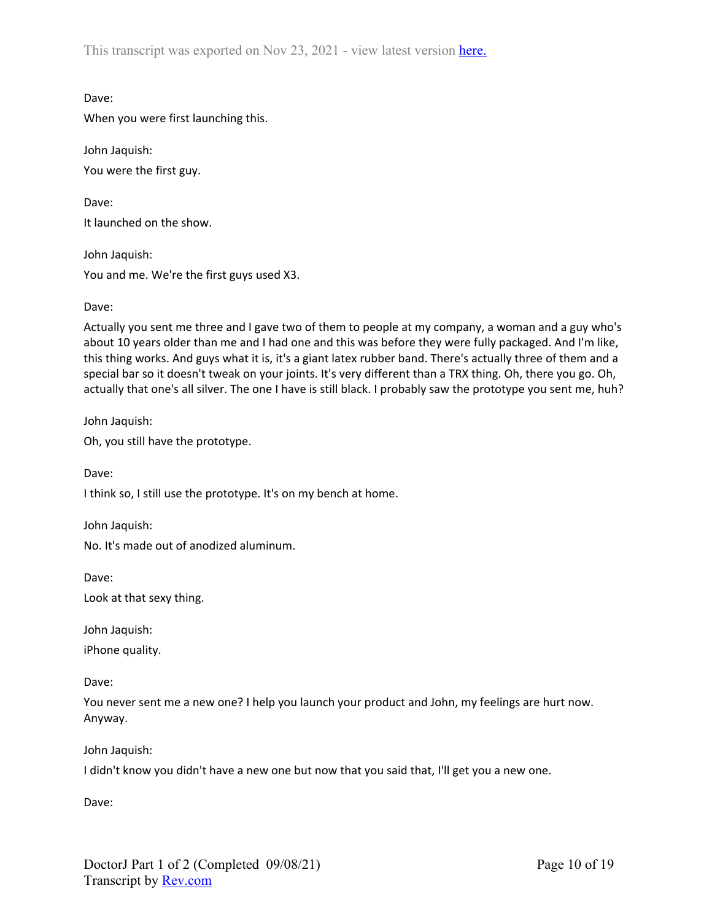Dave:

When you were first launching this.

John Jaquish:

You were the first guy.

Dave:

It launched on the show.

John Jaquish:

You and me. We're the first guys used X3.

Dave:

Actually you sent me three and I gave two of them to people at my company, a woman and a guy who's about 10 years older than me and I had one and this was before they were fully packaged. And I'm like, this thing works. And guys what it is, it's a giant latex rubber band. There's actually three of them and a special bar so it doesn't tweak on your joints. It's very different than a TRX thing. Oh, there you go. Oh, actually that one's all silver. The one I have is still black. I probably saw the prototype you sent me, huh?

John Jaquish:

Oh, you still have the prototype.

Dave:

I think so, I still use the prototype. It's on my bench at home.

John Jaquish:

No. It's made out of anodized aluminum.

Dave:

Look at that sexy thing.

John Jaquish:

iPhone quality.

Dave:

You never sent me a new one? I help you launch your product and John, my feelings are hurt now. Anyway.

John Jaquish:

I didn't know you didn't have a new one but now that you said that, I'll get you a new one.

Dave: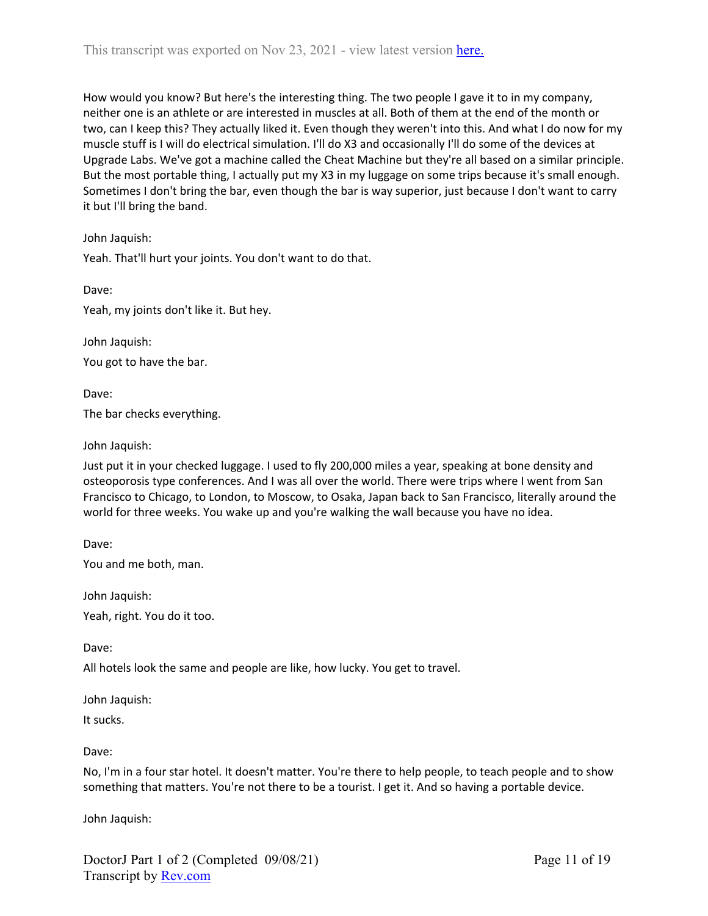How would you know? But here's the interesting thing. The two people I gave it to in my company, neither one is an athlete or are interested in muscles at all. Both of them at the end of the month or two, can I keep this? They actually liked it. Even though they weren't into this. And what I do now for my muscle stuff is I will do electrical simulation. I'll do X3 and occasionally I'll do some of the devices at Upgrade Labs. We've got a machine called the Cheat Machine but they're all based on a similar principle. But the most portable thing, I actually put my X3 in my luggage on some trips because it's small enough. Sometimes I don't bring the bar, even though the bar is way superior, just because I don't want to carry it but I'll bring the band.

John Jaquish:

Yeah. That'll hurt your joints. You don't want to do that.

Dave:

Yeah, my joints don't like it. But hey.

John Jaquish:

You got to have the bar.

Dave:

The bar checks everything.

John Jaquish:

Just put it in your checked luggage. I used to fly 200,000 miles a year, speaking at bone density and osteoporosis type conferences. And I was all over the world. There were trips where I went from San Francisco to Chicago, to London, to Moscow, to Osaka, Japan back to San Francisco, literally around the world for three weeks. You wake up and you're walking the wall because you have no idea.

Dave:

You and me both, man.

John Jaquish:

Yeah, right. You do it too.

Dave:

All hotels look the same and people are like, how lucky. You get to travel.

John Jaquish:

It sucks.

Dave:

No, I'm in a four star hotel. It doesn't matter. You're there to help people, to teach people and to show something that matters. You're not there to be a tourist. I get it. And so having a portable device.

John Jaquish: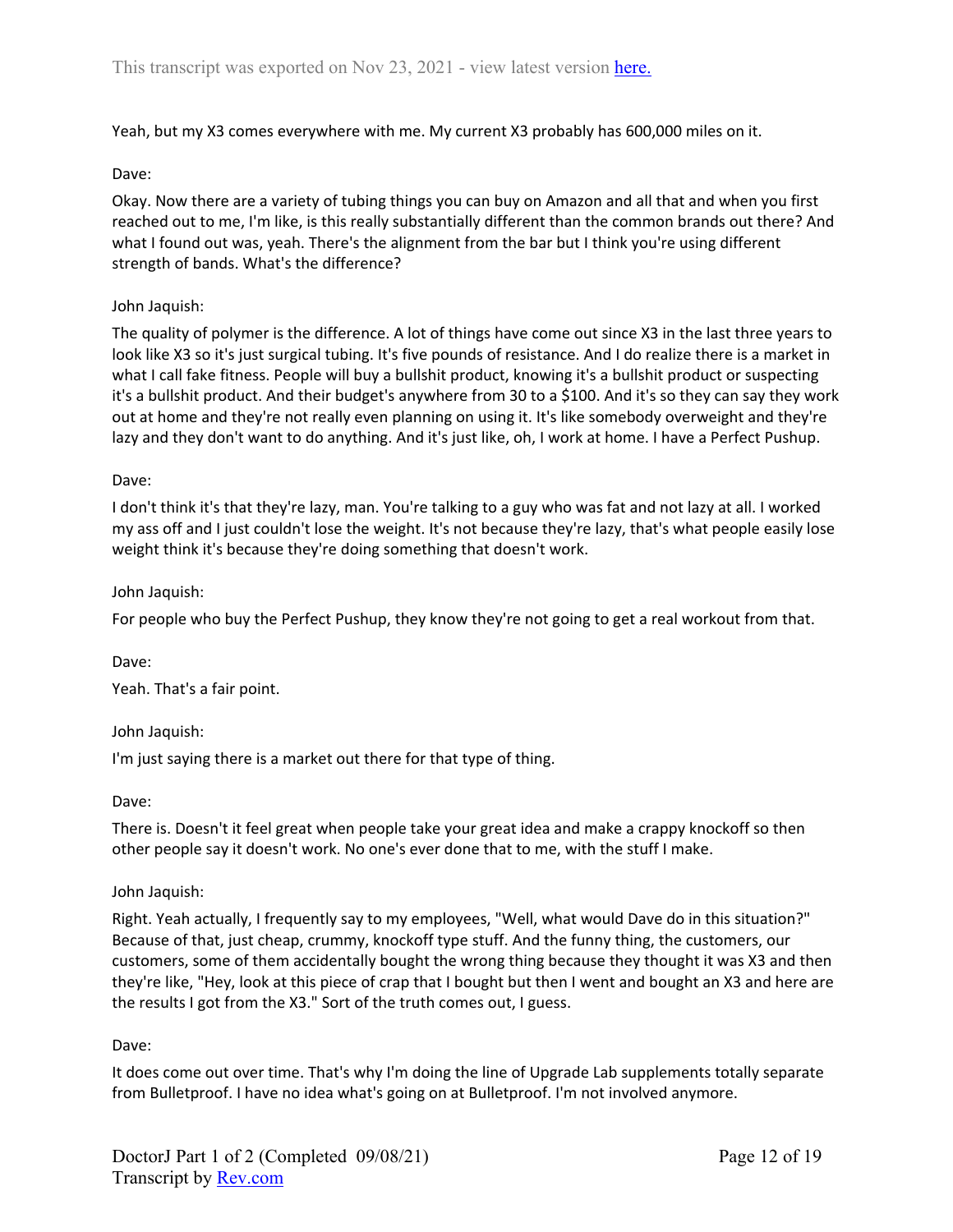Yeah, but my X3 comes everywhere with me. My current X3 probably has 600,000 miles on it.

Dave:

Okay. Now there are a variety of tubing things you can buy on Amazon and all that and when you first reached out to me, I'm like, is this really substantially different than the common brands out there? And what I found out was, yeah. There's the alignment from the bar but I think you're using different strength of bands. What's the difference?

John Jaquish:

The quality of polymer is the difference. A lot of things have come out since X3 in the last three years to look like X3 so it's just surgical tubing. It's five pounds of resistance. And I do realize there is a market in what I call fake fitness. People will buy a bullshit product, knowing it's a bullshit product or suspecting it's a bullshit product. And their budget's anywhere from 30 to a $100. And it's so they can say they work out at home and they're not really even planning on using it. It's like somebody overweight and they're lazy and they don't want to do anything. And it's just like, oh, I work at home. I have a Perfect Pushup.

Dave:

I don't think it's that they're lazy, man. You're talking to a guy who was fat and not lazy at all. I worked my ass off and I just couldn't lose the weight. It's not because they're lazy, that's what people easily lose weight think it's because they're doing something that doesn't work.

John Jaquish:

For people who buy the Perfect Pushup, they know they're not going to get a real workout from that.

Dave:

Yeah. That's a fair point.

John Jaquish:

I'm just saying there is a market out there for that type of thing.

Dave:

There is. Doesn't it feel great when people take your great idea and make a crappy knockoff so then other people say it doesn't work. No one's ever done that to me, with the stuff I make.

John Jaquish:

Right. Yeah actually, I frequently say to my employees, "Well, what would Dave do in this situation?" Because of that, just cheap, crummy, knockoff type stuff. And the funny thing, the customers, our customers, some of them accidentally bought the wrong thing because they thought it was X3 and then they're like, "Hey, look at this piece of crap that I bought but then I went and bought an X3 and here are the results I got from the X3." Sort of the truth comes out, I guess.

Dave:

It does come out over time. That's why I'm doing the line of Upgrade Lab supplements totally separate from Bulletproof. I have no idea what's going on at Bulletproof. I'm not involved anymore.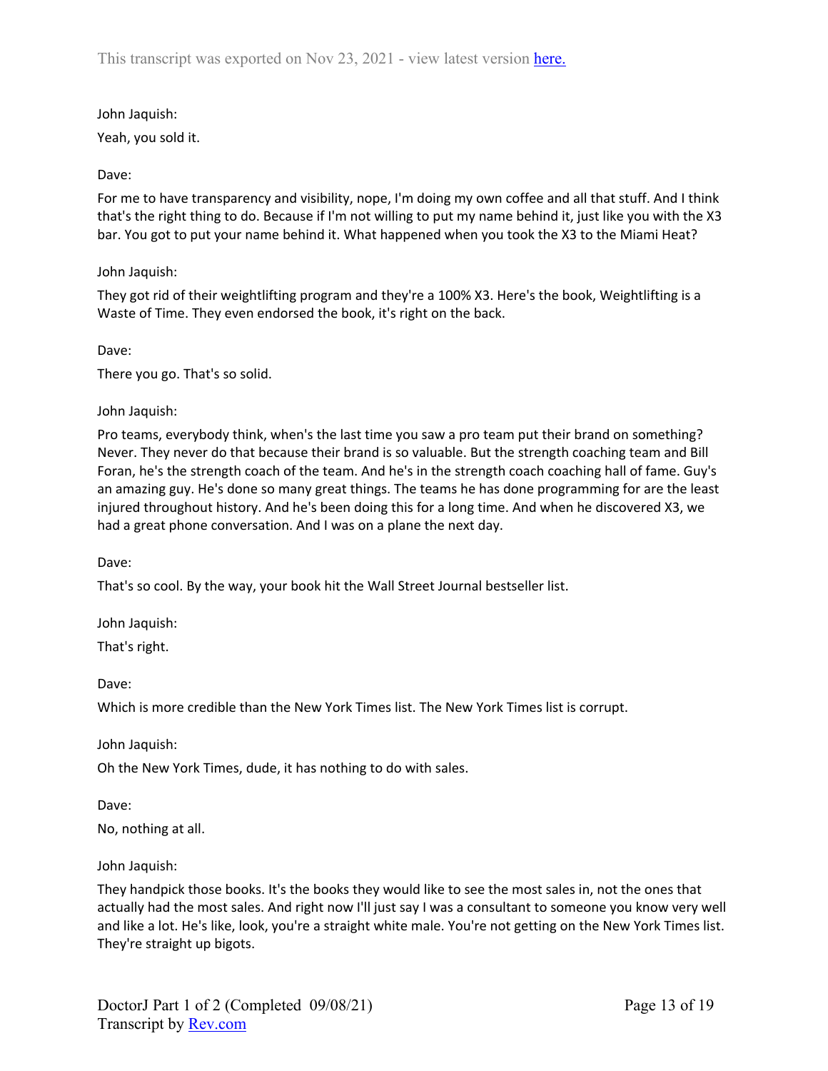This transcript was exported on Nov 23, 2021 - view latest version here.

John Jaquish:

Yeah, you sold it.

Dave:

For me to have transparency and visibility, nope, I'm doing my own coffee and all that stuff. And I think that's the right thing to do. Because if I'm not willing to put my name behind it, just like you with the X3 bar. You got to put your name behind it. What happened when you took the X3 to the Miami Heat?

John Jaquish:

They got rid of their weightlifting program and they're a 100% X3. Here's the book, Weightlifting is a Waste of Time. They even endorsed the book, it's right on the back.

Dave:

There you go. That's so solid.

John Jaquish:

Pro teams, everybody think, when's the last time you saw a pro team put their brand on something? Never. They never do that because their brand is so valuable. But the strength coaching team and Bill Foran, he's the strength coach of the team. And he's in the strength coach coaching hall of fame. Guy's an amazing guy. He's done so many great things. The teams he has done programming for are the least injured throughout history. And he's been doing this for a long time. And when he discovered X3, we had a great phone conversation. And I was on a plane the next day.

Dave:

That's so cool. By the way, your book hit the Wall Street Journal bestseller list.

John Jaquish:

That's right.

Dave:

Which is more credible than the New York Times list. The New York Times list is corrupt.

John Jaquish:

Oh the New York Times, dude, it has nothing to do with sales.

Dave:

No, nothing at all.

John Jaquish:

They handpick those books. It's the books they would like to see the most sales in, not the ones that actually had the most sales. And right now I'll just say I was a consultant to someone you know very well and like a lot. He's like, look, you're a straight white male. You're not getting on the New York Times list. They're straight up bigots.

DoctorJ Part 1 of 2 (Completed 09/08/21)
Transcript by Rev.com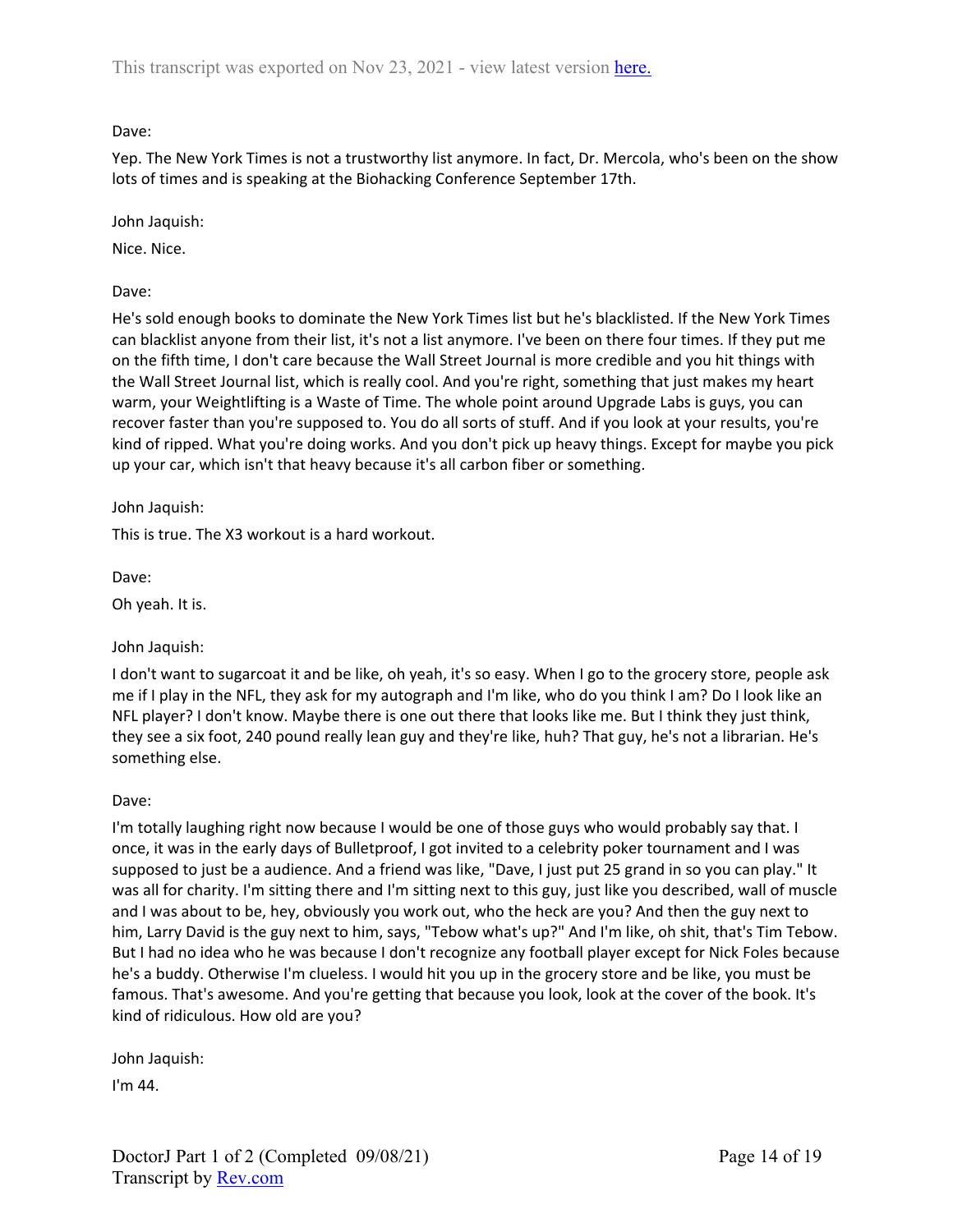Dave:

Yep. The New York Times is not a trustworthy list anymore. In fact, Dr. Mercola, who's been on the show lots of times and is speaking at the Biohacking Conference September 17th.

John Jaquish:

Nice. Nice.

Dave:

He's sold enough books to dominate the New York Times list but he's blacklisted. If the New York Times can blacklist anyone from their list, it's not a list anymore. I've been on there four times. If they put me on the fifth time, I don't care because the Wall Street Journal is more credible and you hit things with the Wall Street Journal list, which is really cool. And you're right, something that just makes my heart warm, your Weightlifting is a Waste of Time. The whole point around Upgrade Labs is guys, you can recover faster than you're supposed to. You do all sorts of stuff. And if you look at your results, you're kind of ripped. What you're doing works. And you don't pick up heavy things. Except for maybe you pick up your car, which isn't that heavy because it's all carbon fiber or something.

John Jaquish:

This is true. The X3 workout is a hard workout.

Dave:

Oh yeah. It is.

John Jaquish:

I don't want to sugarcoat it and be like, oh yeah, it's so easy. When I go to the grocery store, people ask me if I play in the NFL, they ask for my autograph and I'm like, who do you think I am? Do I look like an NFL player? I don't know. Maybe there is one out there that looks like me. But I think they just think, they see a six foot, 240 pound really lean guy and they're like, huh? That guy, he's not a librarian. He's something else.

Dave:

I'm totally laughing right now because I would be one of those guys who would probably say that. I once, it was in the early days of Bulletproof, I got invited to a celebrity poker tournament and I was supposed to just be a audience. And a friend was like, "Dave, I just put 25 grand in so you can play." It was all for charity. I'm sitting there and I'm sitting next to this guy, just like you described, wall of muscle and I was about to be, hey, obviously you work out, who the heck are you? And then the guy next to him, Larry David is the guy next to him, says, "Tebow what's up?" And I'm like, oh shit, that's Tim Tebow. But I had no idea who he was because I don't recognize any football player except for Nick Foles because he's a buddy. Otherwise I'm clueless. I would hit you up in the grocery store and be like, you must be famous. That's awesome. And you're getting that because you look, look at the cover of the book. It's kind of ridiculous. How old are you?

John Jaquish:

I'm 44.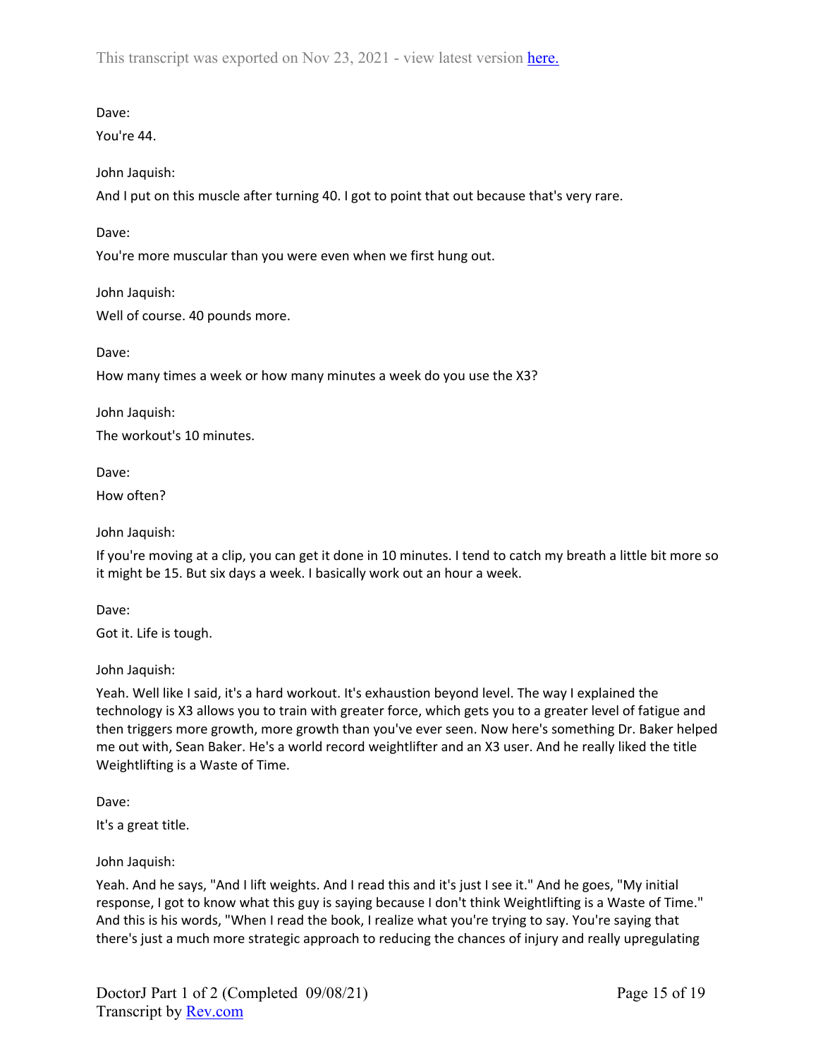Dave:

You're 44.

John Jaquish:

And I put on this muscle after turning 40. I got to point that out because that's very rare.

Dave:

You're more muscular than you were even when we first hung out.

John Jaquish:

Well of course. 40 pounds more.

Dave:

How many times a week or how many minutes a week do you use the X3?

John Jaquish:

The workout's 10 minutes.

Dave:

How often?

John Jaquish:

If you're moving at a clip, you can get it done in 10 minutes. I tend to catch my breath a little bit more so it might be 15. But six days a week. I basically work out an hour a week.

Dave:

Got it. Life is tough.

John Jaquish:

Yeah. Well like I said, it's a hard workout. It's exhaustion beyond level. The way I explained the technology is X3 allows you to train with greater force, which gets you to a greater level of fatigue and then triggers more growth, more growth than you've ever seen. Now here's something Dr. Baker helped me out with, Sean Baker. He's a world record weightlifter and an X3 user. And he really liked the title Weightlifting is a Waste of Time.

Dave:

It's a great title.

John Jaquish:

Yeah. And he says, "And I lift weights. And I read this and it's just I see it." And he goes, "My initial response, I got to know what this guy is saying because I don't think Weightlifting is a Waste of Time." And this is his words, "When I read the book, I realize what you're trying to say. You're saying that there's just a much more strategic approach to reducing the chances of injury and really upregulating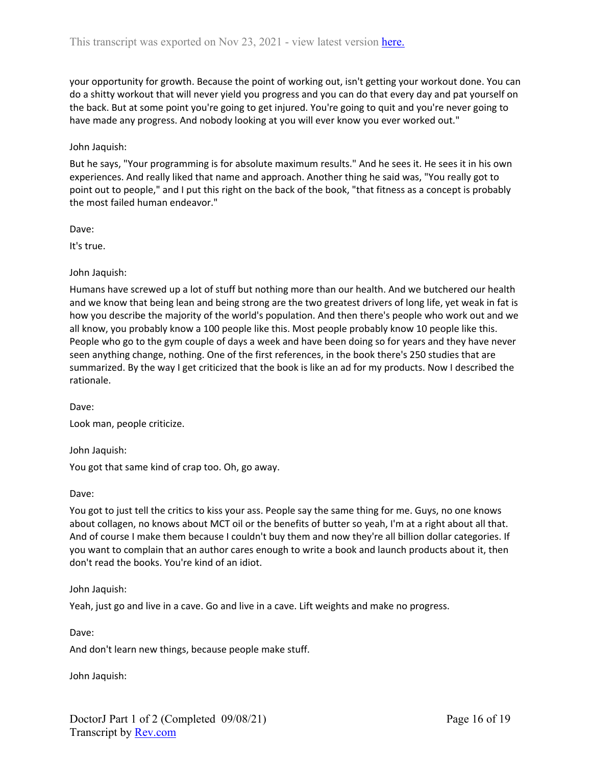your opportunity for growth. Because the point of working out, isn't getting your workout done. You can do a shitty workout that will never yield you progress and you can do that every day and pat yourself on the back. But at some point you're going to get injured. You're going to quit and you're never going to have made any progress. And nobody looking at you will ever know you ever worked out."

John Jaquish:

But he says, "Your programming is for absolute maximum results." And he sees it. He sees it in his own experiences. And really liked that name and approach. Another thing he said was, "You really got to point out to people," and I put this right on the back of the book, "that fitness as a concept is probably the most failed human endeavor."

Dave:

It's true.

John Jaquish:

Humans have screwed up a lot of stuff but nothing more than our health. And we butchered our health and we know that being lean and being strong are the two greatest drivers of long life, yet weak in fat is how you describe the majority of the world's population. And then there's people who work out and we all know, you probably know a 100 people like this. Most people probably know 10 people like this. People who go to the gym couple of days a week and have been doing so for years and they have never seen anything change, nothing. One of the first references, in the book there's 250 studies that are summarized. By the way I get criticized that the book is like an ad for my products. Now I described the rationale.

Dave:

Look man, people criticize.

John Jaquish:

You got that same kind of crap too. Oh, go away.

Dave:

You got to just tell the critics to kiss your ass. People say the same thing for me. Guys, no one knows about collagen, no knows about MCT oil or the benefits of butter so yeah, I'm at a right about all that. And of course I make them because I couldn't buy them and now they're all billion dollar categories. If you want to complain that an author cares enough to write a book and launch products about it, then don't read the books. You're kind of an idiot.

John Jaquish:

Yeah, just go and live in a cave. Go and live in a cave. Lift weights and make no progress.

Dave:

And don't learn new things, because people make stuff.

John Jaquish: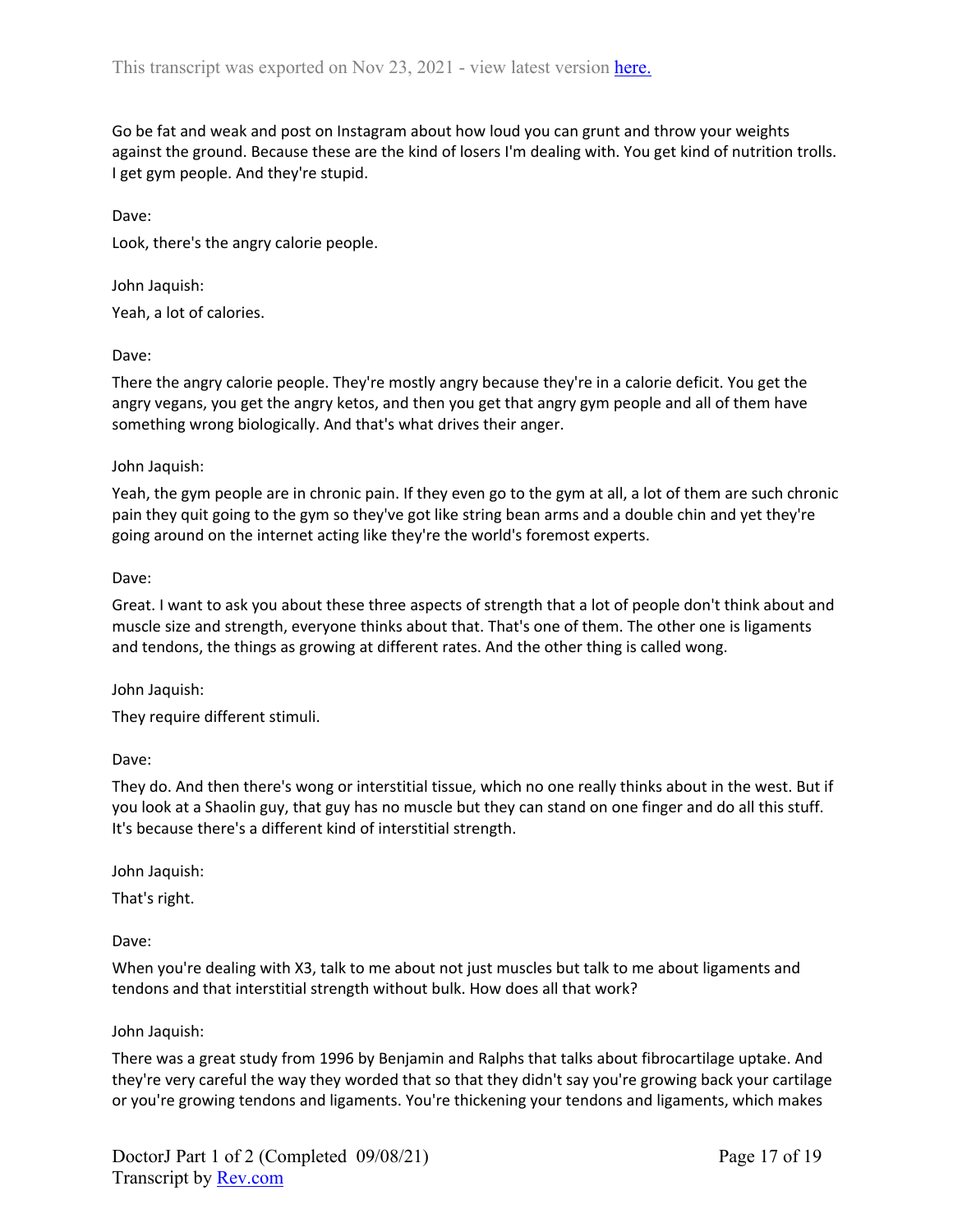Go be fat and weak and post on Instagram about how loud you can grunt and throw your weights against the ground. Because these are the kind of losers I'm dealing with. You get kind of nutrition trolls. I get gym people. And they're stupid.

Dave:

Look, there's the angry calorie people.

John Jaquish:

Yeah, a lot of calories.

Dave:

There the angry calorie people. They're mostly angry because they're in a calorie deficit. You get the angry vegans, you get the angry ketos, and then you get that angry gym people and all of them have something wrong biologically. And that's what drives their anger.

John Jaquish:

Yeah, the gym people are in chronic pain. If they even go to the gym at all, a lot of them are such chronic pain they quit going to the gym so they've got like string bean arms and a double chin and yet they're going around on the internet acting like they're the world's foremost experts.

Dave:

Great. I want to ask you about these three aspects of strength that a lot of people don't think about and muscle size and strength, everyone thinks about that. That's one of them. The other one is ligaments and tendons, the things as growing at different rates. And the other thing is called wong.

John Jaquish:

They require different stimuli.

Dave:

They do. And then there's wong or interstitial tissue, which no one really thinks about in the west. But if you look at a Shaolin guy, that guy has no muscle but they can stand on one finger and do all this stuff. It's because there's a different kind of interstitial strength.

John Jaquish:

That's right.

Dave:

When you're dealing with X3, talk to me about not just muscles but talk to me about ligaments and tendons and that interstitial strength without bulk. How does all that work?

John Jaquish:

There was a great study from 1996 by Benjamin and Ralphs that talks about fibrocartilage uptake. And they're very careful the way they worded that so that they didn't say you're growing back your cartilage or you're growing tendons and ligaments. You're thickening your tendons and ligaments, which makes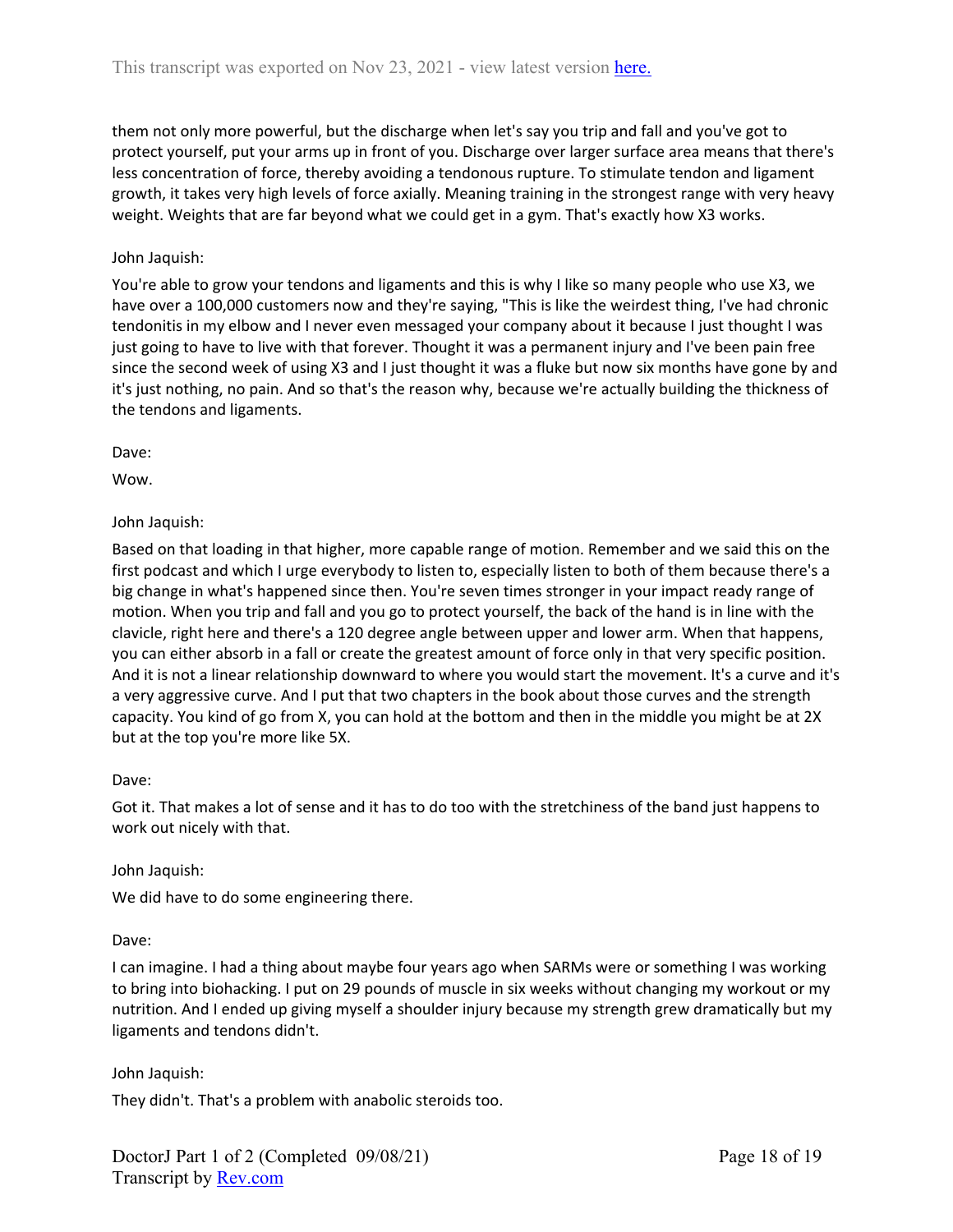them not only more powerful, but the discharge when let's say you trip and fall and you've got to protect yourself, put your arms up in front of you. Discharge over larger surface area means that there's less concentration of force, thereby avoiding a tendonous rupture. To stimulate tendon and ligament growth, it takes very high levels of force axially. Meaning training in the strongest range with very heavy weight. Weights that are far beyond what we could get in a gym. That's exactly how X3 works.

John Jaquish:

You're able to grow your tendons and ligaments and this is why I like so many people who use X3, we have over a 100,000 customers now and they're saying, "This is like the weirdest thing, I've had chronic tendonitis in my elbow and I never even messaged your company about it because I just thought I was just going to have to live with that forever. Thought it was a permanent injury and I've been pain free since the second week of using X3 and I just thought it was a fluke but now six months have gone by and it's just nothing, no pain. And so that's the reason why, because we're actually building the thickness of the tendons and ligaments.

Dave:

Wow.

John Jaquish:

Based on that loading in that higher, more capable range of motion. Remember and we said this on the first podcast and which I urge everybody to listen to, especially listen to both of them because there's a big change in what's happened since then. You're seven times stronger in your impact ready range of motion. When you trip and fall and you go to protect yourself, the back of the hand is in line with the clavicle, right here and there's a 120 degree angle between upper and lower arm. When that happens, you can either absorb in a fall or create the greatest amount of force only in that very specific position. And it is not a linear relationship downward to where you would start the movement. It's a curve and it's a very aggressive curve. And I put that two chapters in the book about those curves and the strength capacity. You kind of go from X, you can hold at the bottom and then in the middle you might be at 2X but at the top you're more like 5X.

Dave:

Got it. That makes a lot of sense and it has to do too with the stretchiness of the band just happens to work out nicely with that.

John Jaquish:

We did have to do some engineering there.

Dave:

I can imagine. I had a thing about maybe four years ago when SARMs were or something I was working to bring into biohacking. I put on 29 pounds of muscle in six weeks without changing my workout or my nutrition. And I ended up giving myself a shoulder injury because my strength grew dramatically but my ligaments and tendons didn't.

John Jaquish:

They didn't. That's a problem with anabolic steroids too.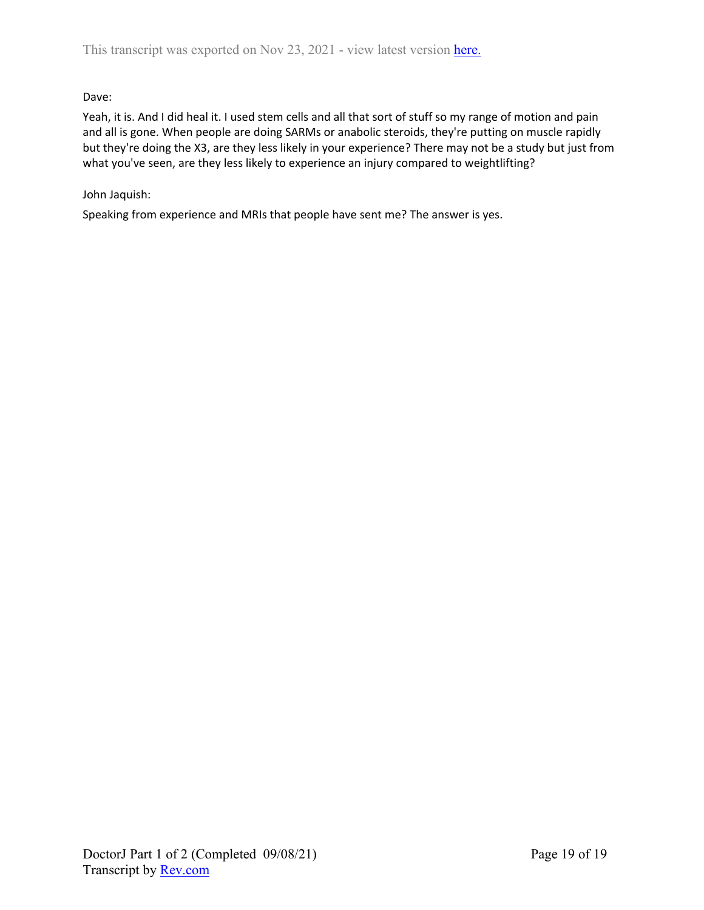Dave:

Yeah, it is. And I did heal it. I used stem cells and all that sort of stuff so my range of motion and pain and all is gone. When people are doing SARMs or anabolic steroids, they're putting on muscle rapidly but they're doing the X3, are they less likely in your experience? There may not be a study but just from what you've seen, are they less likely to experience an injury compared to weightlifting?

John Jaquish:

Speaking from experience and MRIs that people have sent me? The answer is yes.